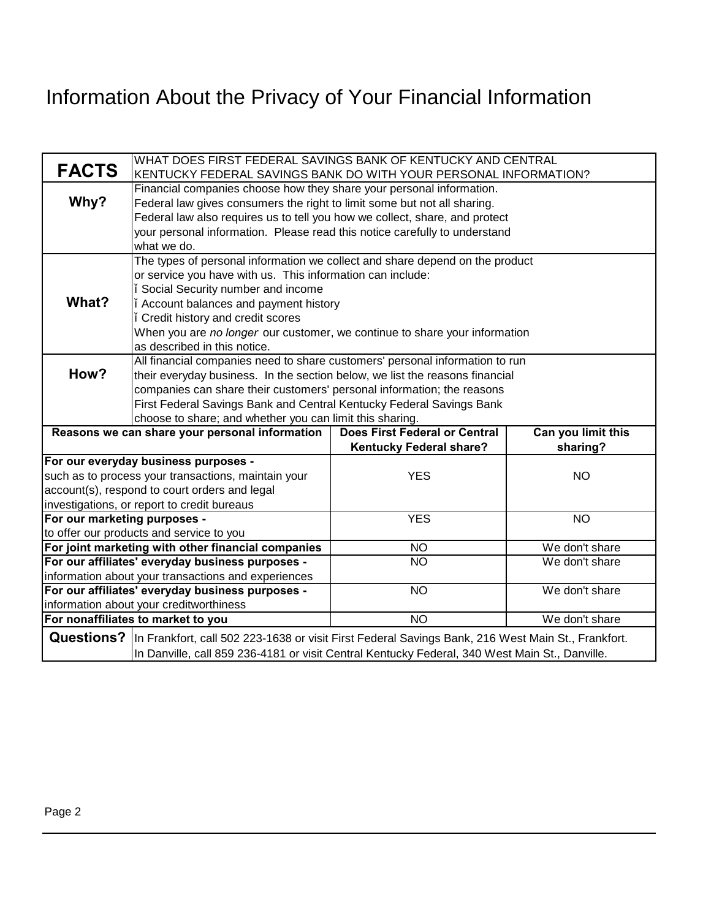# Information About the Privacy of Your Financial Information

| **FACTS** | WHAT DOES FIRST FEDERAL SAVINGS BANK OF KENTUCKY AND CENTRAL KENTUCKY FEDERAL SAVINGS BANK DO WITH YOUR PERSONAL INFORMATION? |
|---|---|
| **Why?** | Financial companies choose how they share your personal information. Federal law gives consumers the right to limit some but not all sharing. Federal law also requires us to tell you how we collect, share, and protect your personal information. Please read this notice carefully to understand what we do. |
| **What?** | The types of personal information we collect and share depend on the product or service you have with us. This information can include:<br>ĭ Social Security number and income<br>ĭ Account balances and payment history<br>ĭ Credit history and credit scores<br>When you are *no longer* our customer, we continue to share your information as described in this notice. |
| **How?** | All financial companies need to share customers' personal information to run their everyday business. In the section below, we list the reasons financial companies can share their customers' personal information; the reasons First Federal Savings Bank and Central Kentucky Federal Savings Bank choose to share; and whether you can limit this sharing. |

| **Reasons we can share your personal information** | **Does First Federal or Central Kentucky Federal share?** | **Can you limit this sharing?** |
|---|---|---|
| **For our everyday business purposes -** such as to process your transactions, maintain your account(s), respond to court orders and legal investigations, or report to credit bureaus | YES | NO |
| **For our marketing purposes -** to offer our products and service to you | YES | NO |
| **For joint marketing with other financial companies** | NO | We don't share |
| **For our affiliates' everyday business purposes -** information about your transactions and experiences | NO | We don't share |
| **For our affiliates' everyday business purposes -** information about your creditworthiness | NO | We don't share |
| **For nonaffiliates to market to you** | NO | We don't share |

| **Questions?** | In Frankfort, call 502 223-1638 or visit First Federal Savings Bank, 216 West Main St., Frankfort.<br>In Danville, call 859 236-4181 or visit Central Kentucky Federal, 340 West Main St., Danville. |
|---|---|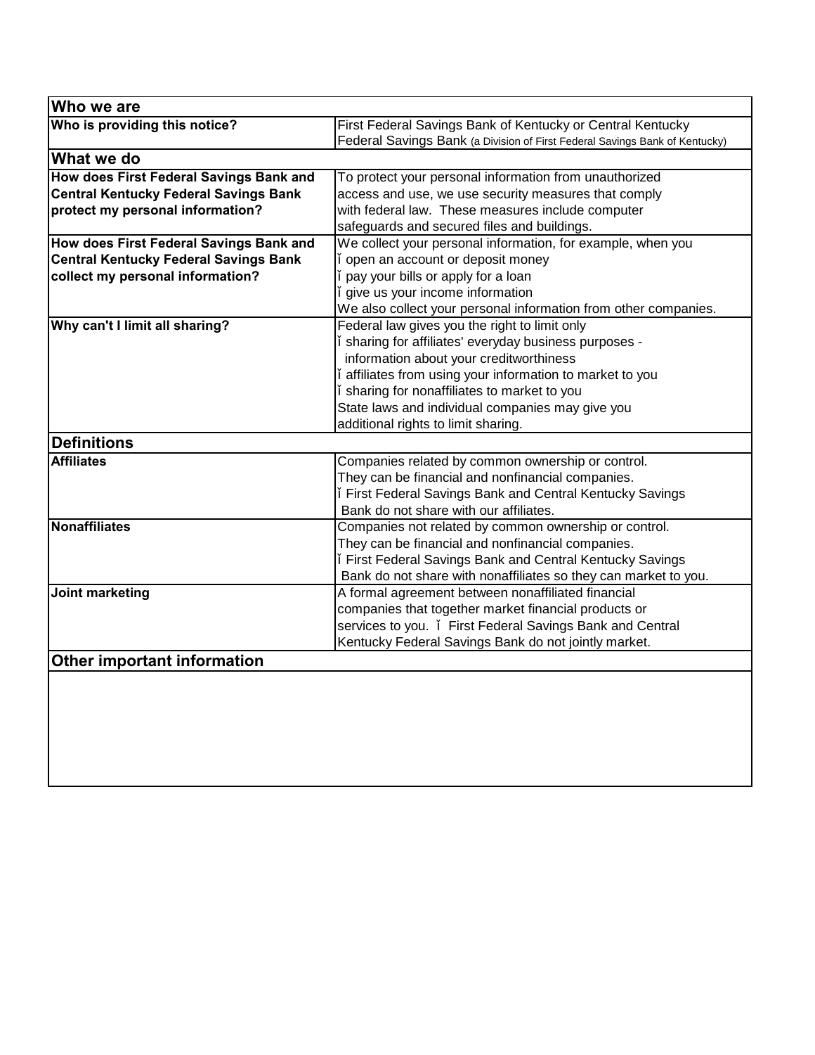| | |
|---|---|
| **Who we are** | |
| **Who is providing this notice?** | First Federal Savings Bank of Kentucky or Central Kentucky Federal Savings Bank (a Division of First Federal Savings Bank of Kentucky) |
| **What we do** | |
| **How does First Federal Savings Bank and Central Kentucky Federal Savings Bank protect my personal information?** | To protect your personal information from unauthorized access and use, we use security measures that comply with federal law. These measures include computer safeguards and secured files and buildings. |
| **How does First Federal Savings Bank and Central Kentucky Federal Savings Bank collect my personal information?** | We collect your personal information, for example, when you<br>ĭ open an account or deposit money<br>ĭ pay your bills or apply for a loan<br>ĭ give us your income information<br>We also collect your personal information from other companies. |
| **Why can't I limit all sharing?** | Federal law gives you the right to limit only<br>ĭ sharing for affiliates' everyday business purposes - information about your creditworthiness<br>ĭ affiliates from using your information to market to you<br>ĭ sharing for nonaffiliates to market to you<br>State laws and individual companies may give you additional rights to limit sharing. |
| **Definitions** | |
| **Affiliates** | Companies related by common ownership or control. They can be financial and nonfinancial companies.<br>ĭ First Federal Savings Bank and Central Kentucky Savings Bank do not share with our affiliates. |
| **Nonaffiliates** | Companies not related by common ownership or control. They can be financial and nonfinancial companies.<br>ĭ First Federal Savings Bank and Central Kentucky Savings Bank do not share with nonaffiliates so they can market to you. |
| **Joint marketing** | A formal agreement between nonaffiliated financial companies that together market financial products or services to you. ĭ First Federal Savings Bank and Central Kentucky Federal Savings Bank do not jointly market. |
| **Other important information** | |